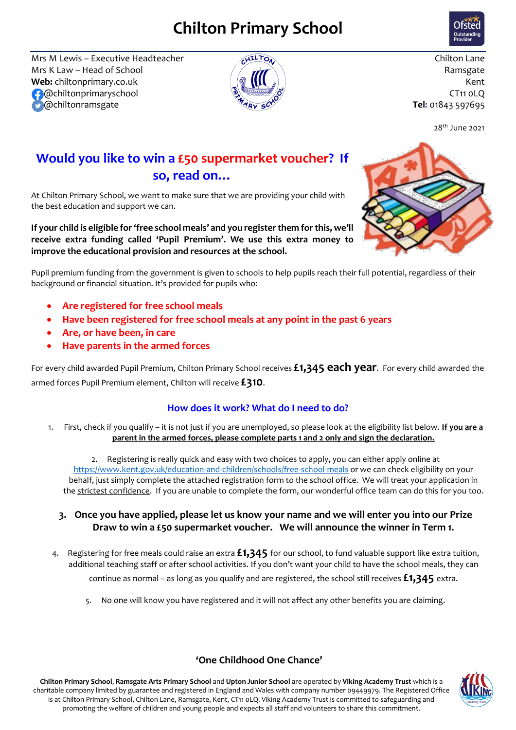# Chilton Primary School

Mrs M Lewis – Executive Headteacher
Mrs K Law – Head of School
**Web:** chiltonprimary.co.uk
@chiltonprimaryschool
@chiltonramsgate

Chilton Lane
Ramsgate
Kent
CT11 0LQ
**Tel:** 01843 597695

28th June 2021

## Would you like to win a £50 supermarket voucher? If so, read on…

At Chilton Primary School, we want to make sure that we are providing your child with the best education and support we can.

**If your child is eligible for 'free school meals' and you register them for this, we'll receive extra funding called 'Pupil Premium'. We use this extra money to improve the educational provision and resources at the school.**

Pupil premium funding from the government is given to schools to help pupils reach their full potential, regardless of their background or financial situation. It's provided for pupils who:

- Are registered for free school meals
- Have been registered for free school meals at any point in the past 6 years
- Are, or have been, in care
- Have parents in the armed forces

For every child awarded Pupil Premium, Chilton Primary School receives **£1,345 each year**. For every child awarded the armed forces Pupil Premium element, Chilton will receive **£310**.

### How does it work? What do I need to do?

1. First, check if you qualify – it is not just if you are unemployed, so please look at the eligibility list below. **If you are a parent in the armed forces, please complete parts 1 and 2 only and sign the declaration.**

2. Registering is really quick and easy with two choices to apply, you can either apply online at https://www.kent.gov.uk/education-and-children/schools/free-school-meals or we can check eligibility on your behalf, just simply complete the attached registration form to the school office. We will treat your application in the strictest confidence. If you are unable to complete the form, our wonderful office team can do this for you too.

3. **Once you have applied, please let us know your name and we will enter you into our Prize Draw to win a £50 supermarket voucher. We will announce the winner in Term 1.**

4. Registering for free meals could raise an extra **£1,345** for our school, to fund valuable support like extra tuition, additional teaching staff or after school activities. If you don't want your child to have the school meals, they can continue as normal – as long as you qualify and are registered, the school still receives **£1,345** extra.

5. No one will know you have registered and it will not affect any other benefits you are claiming.

**'One Childhood One Chance'**

**Chilton Primary School**, **Ramsgate Arts Primary School** and **Upton Junior School** are operated by **Viking Academy Trust** which is a charitable company limited by guarantee and registered in England and Wales with company number 09449979. The Registered Office is at Chilton Primary School, Chilton Lane, Ramsgate, Kent, CT11 0LQ. Viking Academy Trust is committed to safeguarding and promoting the welfare of children and young people and expects all staff and volunteers to share this commitment.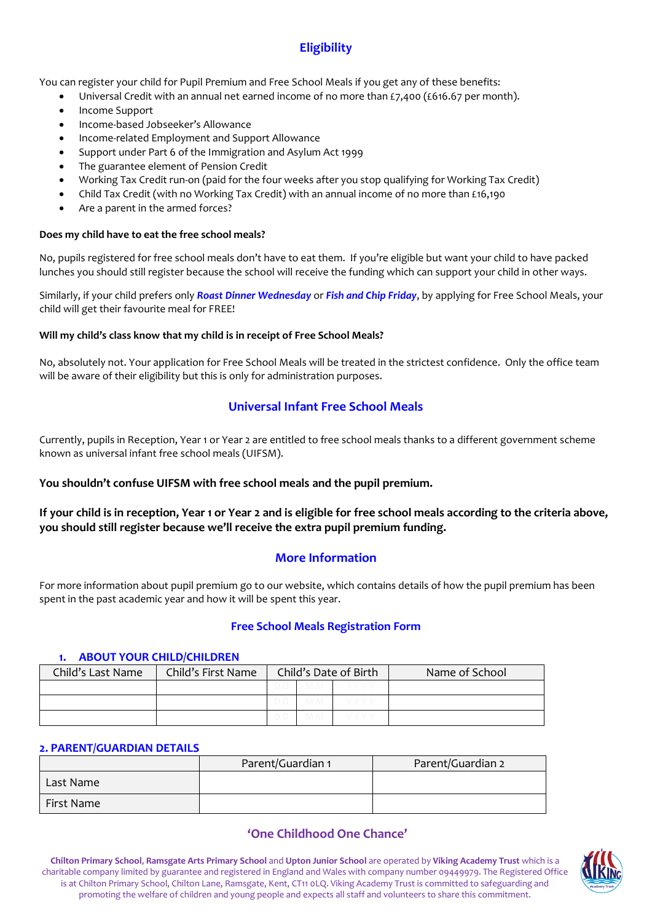## Eligibility

You can register your child for Pupil Premium and Free School Meals if you get any of these benefits:

- Universal Credit with an annual net earned income of no more than £7,400 (£616.67 per month).
- Income Support
- Income-based Jobseeker's Allowance
- Income-related Employment and Support Allowance
- Support under Part 6 of the Immigration and Asylum Act 1999
- The guarantee element of Pension Credit
- Working Tax Credit run-on (paid for the four weeks after you stop qualifying for Working Tax Credit)
- Child Tax Credit (with no Working Tax Credit) with an annual income of no more than £16,190
- Are a parent in the armed forces?

**Does my child have to eat the free school meals?**

No, pupils registered for free school meals don't have to eat them. If you're eligible but want your child to have packed lunches you should still register because the school will receive the funding which can support your child in other ways.

Similarly, if your child prefers only ***Roast Dinner Wednesday*** or ***Fish and Chip Friday***, by applying for Free School Meals, your child will get their favourite meal for FREE!

**Will my child's class know that my child is in receipt of Free School Meals?**

No, absolutely not. Your application for Free School Meals will be treated in the strictest confidence. Only the office team will be aware of their eligibility but this is only for administration purposes.

## Universal Infant Free School Meals

Currently, pupils in Reception, Year 1 or Year 2 are entitled to free school meals thanks to a different government scheme known as universal infant free school meals (UIFSM).

**You shouldn't confuse UIFSM with free school meals and the pupil premium.**

**If your child is in reception, Year 1 or Year 2 and is eligible for free school meals according to the criteria above, you should still register because we'll receive the extra pupil premium funding.**

## More Information

For more information about pupil premium go to our website, which contains details of how the pupil premium has been spent in the past academic year and how it will be spent this year.

## Free School Meals Registration Form

### 1. ABOUT YOUR CHILD/CHILDREN

| Child's Last Name | Child's First Name | Child's Date of Birth | | | Name of School |
|---|---|---|---|---|---|
| | | DD | MM | YYYY | |
| | | DD | MM | YYYY | |
| | | DD | MM | YYYY | |

### 2. PARENT/GUARDIAN DETAILS

| | Parent/Guardian 1 | Parent/Guardian 2 |
|---|---|---|
| Last Name | | |
| First Name | | |

## 'One Childhood One Chance'

**Chilton Primary School**, **Ramsgate Arts Primary School** and **Upton Junior School** are operated by **Viking Academy Trust** which is a charitable company limited by guarantee and registered in England and Wales with company number 09449979. The Registered Office is at Chilton Primary School, Chilton Lane, Ramsgate, Kent, CT11 0LQ. Viking Academy Trust is committed to safeguarding and promoting the welfare of children and young people and expects all staff and volunteers to share this commitment.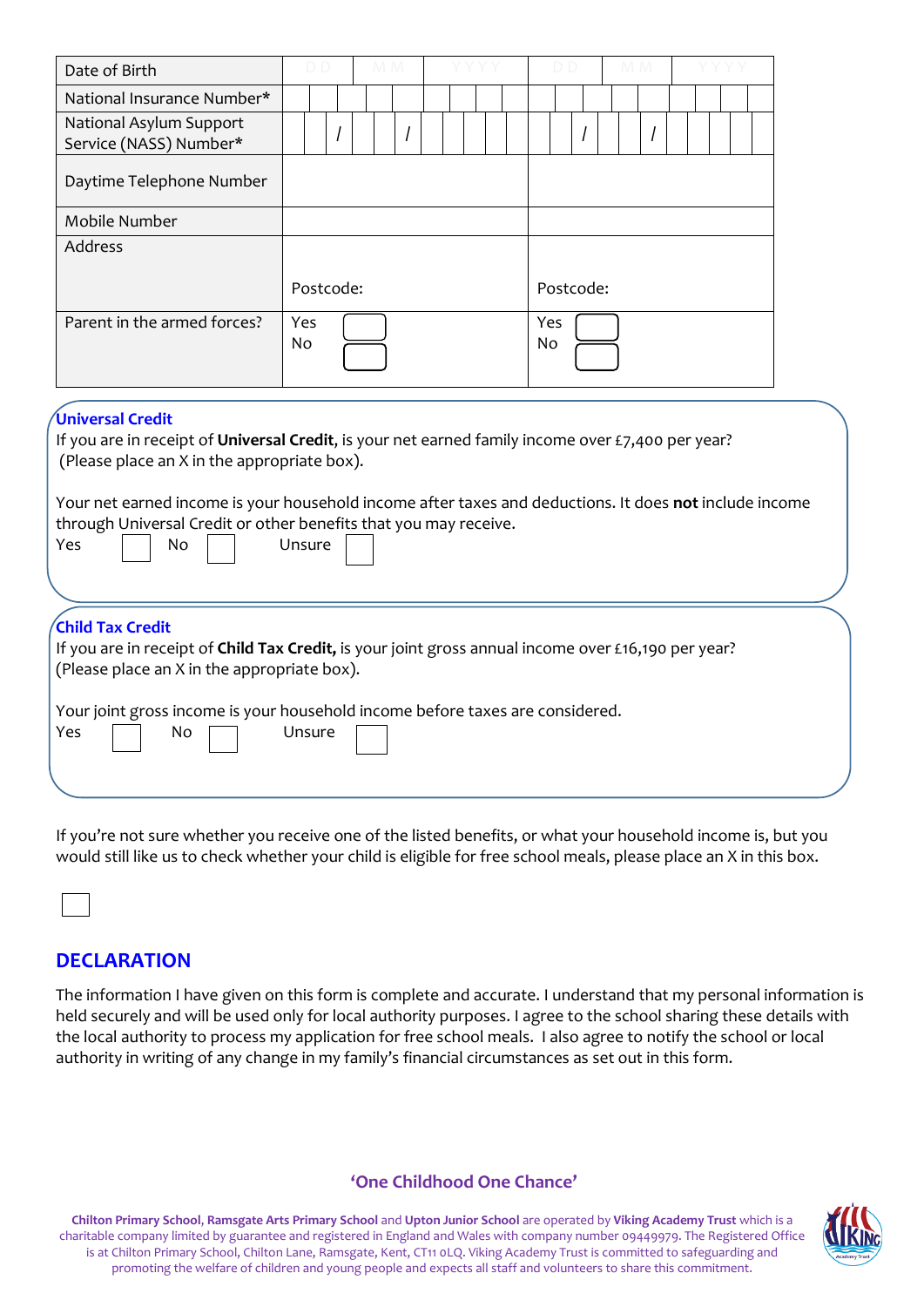| Date of Birth | DD MM YYYY | DD MM YYYY |
|---|---|---|
| National Insurance Number* | | |
| National Asylum Support Service (NASS) Number* | / / | / / |
| Daytime Telephone Number | | |
| Mobile Number | | |
| Address | Postcode: | Postcode: |
| Parent in the armed forces? | Yes ☐ No ☐ | Yes ☐ No ☐ |

**Universal Credit**

If you are in receipt of **Universal Credit**, is your net earned family income over £7,400 per year? (Please place an X in the appropriate box).

Your net earned income is your household income after taxes and deductions. It does **not** include income through Universal Credit or other benefits that you may receive.

Yes ☐ No ☐ Unsure ☐

**Child Tax Credit**

If you are in receipt of **Child Tax Credit,** is your joint gross annual income over £16,190 per year? (Please place an X in the appropriate box).

Your joint gross income is your household income before taxes are considered.

Yes ☐ No ☐ Unsure ☐

If you're not sure whether you receive one of the listed benefits, or what your household income is, but you would still like us to check whether your child is eligible for free school meals, please place an X in this box.

☐

## DECLARATION

The information I have given on this form is complete and accurate. I understand that my personal information is held securely and will be used only for local authority purposes. I agree to the school sharing these details with the local authority to process my application for free school meals. I also agree to notify the school or local authority in writing of any change in my family's financial circumstances as set out in this form.

**'One Childhood One Chance'**

**Chilton Primary School**, **Ramsgate Arts Primary School** and **Upton Junior School** are operated by **Viking Academy Trust** which is a charitable company limited by guarantee and registered in England and Wales with company number 09449979. The Registered Office is at Chilton Primary School, Chilton Lane, Ramsgate, Kent, CT11 0LQ. Viking Academy Trust is committed to safeguarding and promoting the welfare of children and young people and expects all staff and volunteers to share this commitment.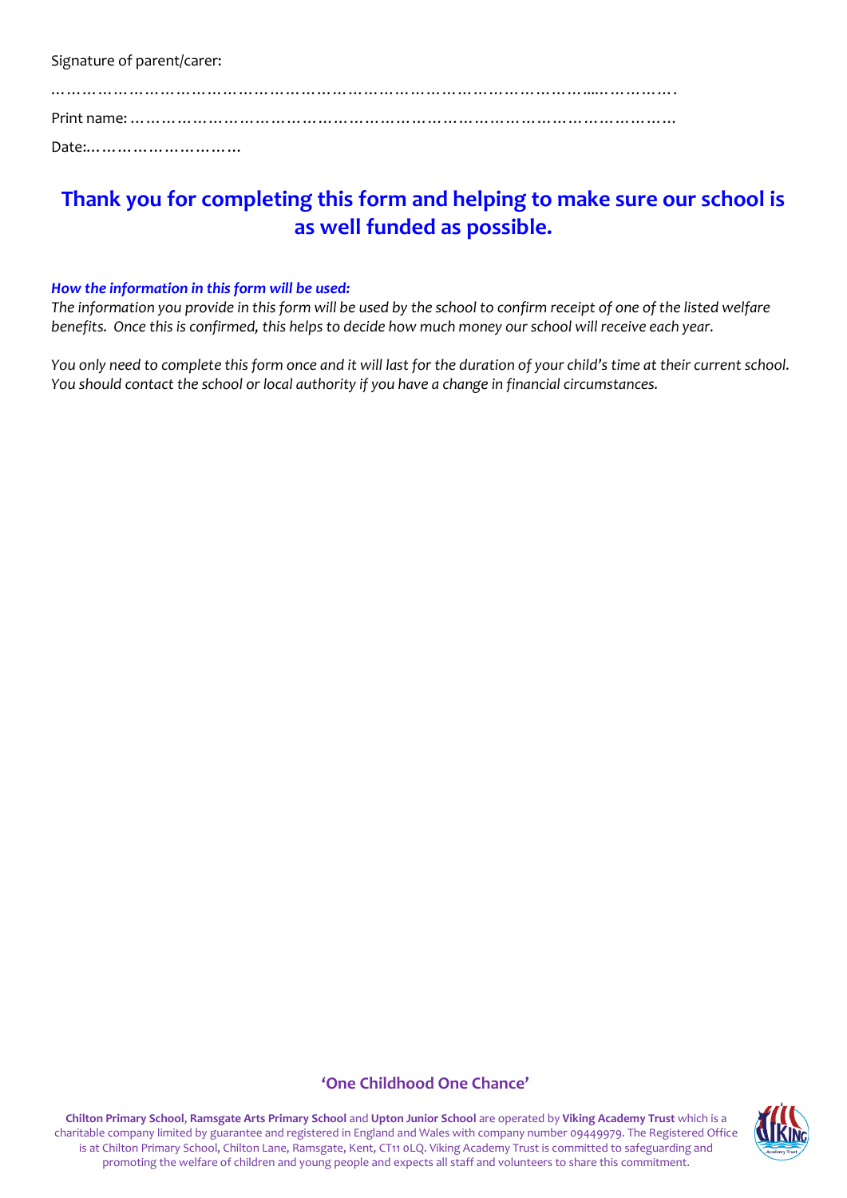Signature of parent/carer:

……………………………………………………………………………………....…………….

Print name: ……………………………………………………………………………………………

Date:…………………………

## Thank you for completing this form and helping to make sure our school is as well funded as possible.

***How the information in this form will be used:***
*The information you provide in this form will be used by the school to confirm receipt of one of the listed welfare benefits. Once this is confirmed, this helps to decide how much money our school will receive each year.*

*You only need to complete this form once and it will last for the duration of your child's time at their current school. You should contact the school or local authority if you have a change in financial circumstances.*

**'One Childhood One Chance'**

**Chilton Primary School**, **Ramsgate Arts Primary School** and **Upton Junior School** are operated by **Viking Academy Trust** which is a charitable company limited by guarantee and registered in England and Wales with company number 09449979. The Registered Office is at Chilton Primary School, Chilton Lane, Ramsgate, Kent, CT11 0LQ. Viking Academy Trust is committed to safeguarding and promoting the welfare of children and young people and expects all staff and volunteers to share this commitment.